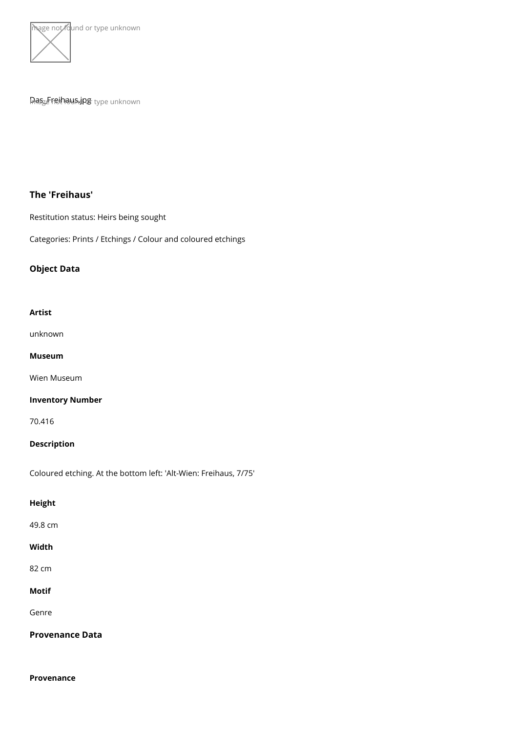Image not found or type unknown

Das_Freihaus.jpg

## The 'Freihaus'

Restitution status: Heirs being sought

Categories: Prints / Etchings / Colour and coloured etchings

### Object Data

**Artist**

unknown

**Museum**

Wien Museum

**Inventory Number**

70.416

**Description**

Coloured etching. At the bottom left: 'Alt-Wien: Freihaus, 7/75'

**Height**

49.8 cm

**Width**

82 cm

**Motif**

Genre

### Provenance Data

**Provenance**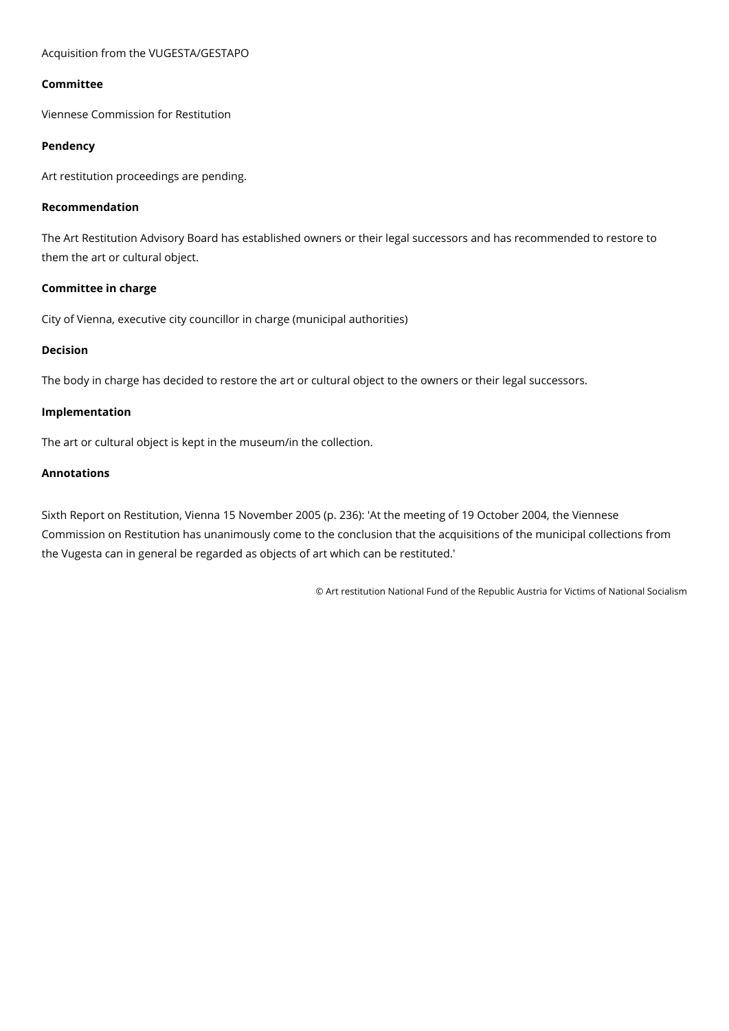Acquisition from the VUGESTA/GESTAPO

**Committee**

Viennese Commission for Restitution

**Pendency**

Art restitution proceedings are pending.

**Recommendation**

The Art Restitution Advisory Board has established owners or their legal successors and has recommended to restore to them the art or cultural object.

**Committee in charge**

City of Vienna, executive city councillor in charge (municipal authorities)

**Decision**

The body in charge has decided to restore the art or cultural object to the owners or their legal successors.

**Implementation**

The art or cultural object is kept in the museum/in the collection.

**Annotations**

Sixth Report on Restitution, Vienna 15 November 2005 (p. 236): 'At the meeting of 19 October 2004, the Viennese Commission on Restitution has unanimously come to the conclusion that the acquisitions of the municipal collections from the Vugesta can in general be regarded as objects of art which can be restituted.'

© Art restitution National Fund of the Republic Austria for Victims of National Socialism